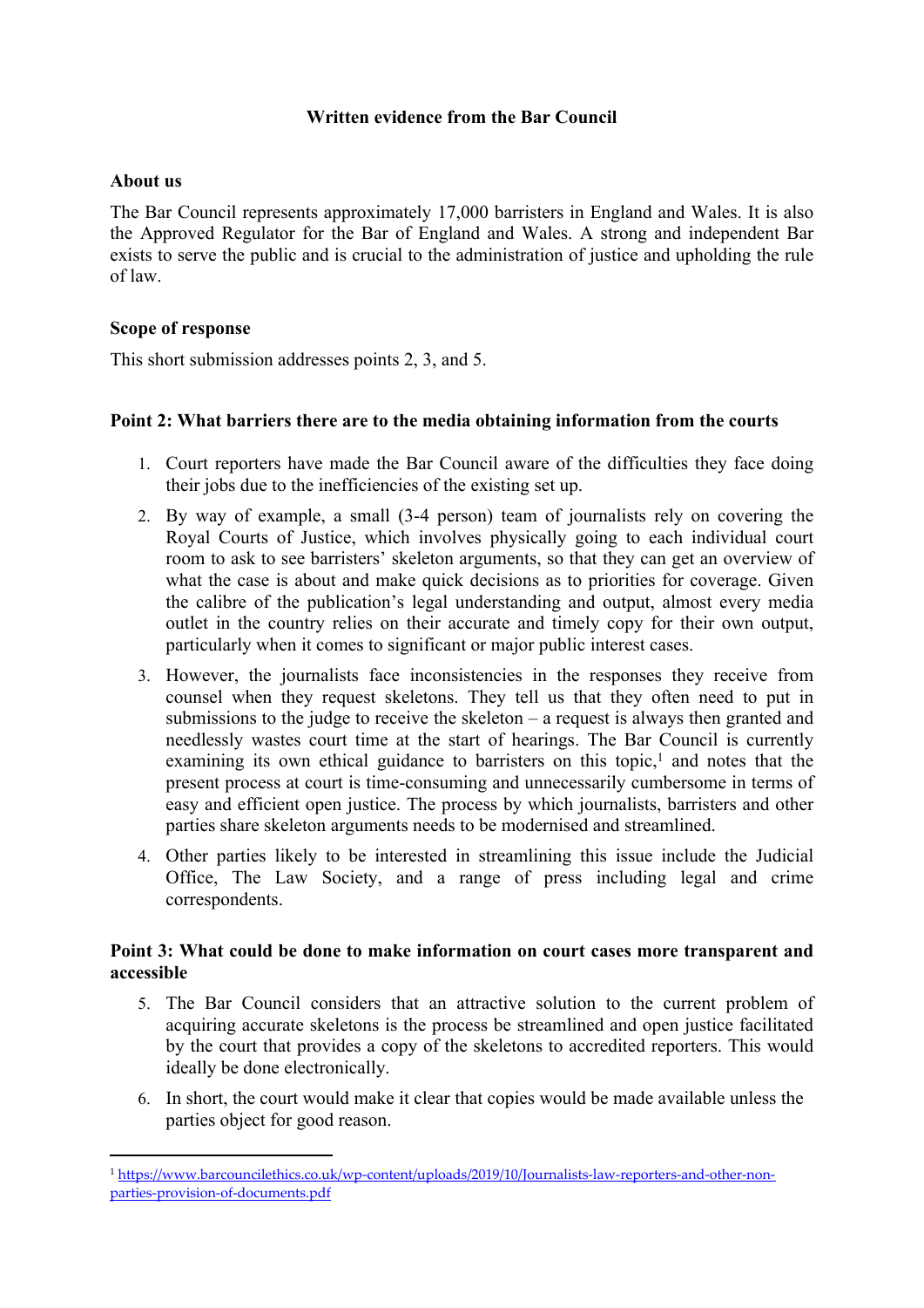# Written evidence from the Bar Council

## About us

The Bar Council represents approximately 17,000 barristers in England and Wales. It is also the Approved Regulator for the Bar of England and Wales. A strong and independent Bar exists to serve the public and is crucial to the administration of justice and upholding the rule of law.

## Scope of response

This short submission addresses points 2, 3, and 5.

## Point 2: What barriers there are to the media obtaining information from the courts

1. Court reporters have made the Bar Council aware of the difficulties they face doing their jobs due to the inefficiencies of the existing set up.
2. By way of example, a small (3-4 person) team of journalists rely on covering the Royal Courts of Justice, which involves physically going to each individual court room to ask to see barristers' skeleton arguments, so that they can get an overview of what the case is about and make quick decisions as to priorities for coverage. Given the calibre of the publication's legal understanding and output, almost every media outlet in the country relies on their accurate and timely copy for their own output, particularly when it comes to significant or major public interest cases.
3. However, the journalists face inconsistencies in the responses they receive from counsel when they request skeletons. They tell us that they often need to put in submissions to the judge to receive the skeleton – a request is always then granted and needlessly wastes court time at the start of hearings. The Bar Council is currently examining its own ethical guidance to barristers on this topic,[1] and notes that the present process at court is time-consuming and unnecessarily cumbersome in terms of easy and efficient open justice. The process by which journalists, barristers and other parties share skeleton arguments needs to be modernised and streamlined.
4. Other parties likely to be interested in streamlining this issue include the Judicial Office, The Law Society, and a range of press including legal and crime correspondents.

## Point 3: What could be done to make information on court cases more transparent and accessible

5. The Bar Council considers that an attractive solution to the current problem of acquiring accurate skeletons is the process be streamlined and open justice facilitated by the court that provides a copy of the skeletons to accredited reporters. This would ideally be done electronically.
6. In short, the court would make it clear that copies would be made available unless the parties object for good reason.

---

[1] https://www.barcouncilethics.co.uk/wp-content/uploads/2019/10/Journalists-law-reporters-and-other-non-parties-provision-of-documents.pdf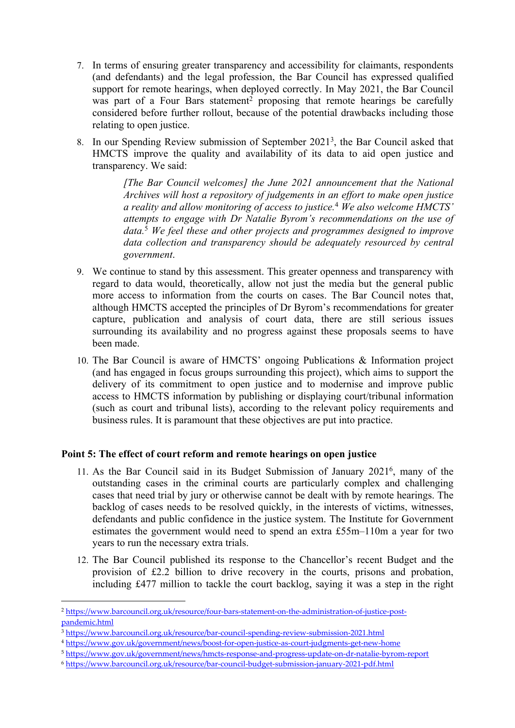7. In terms of ensuring greater transparency and accessibility for claimants, respondents (and defendants) and the legal profession, the Bar Council has expressed qualified support for remote hearings, when deployed correctly. In May 2021, the Bar Council was part of a Four Bars statement[2] proposing that remote hearings be carefully considered before further rollout, because of the potential drawbacks including those relating to open justice.

8. In our Spending Review submission of September 2021[3], the Bar Council asked that HMCTS improve the quality and availability of its data to aid open justice and transparency. We said:

   > *[The Bar Council welcomes] the June 2021 announcement that the National Archives will host a repository of judgements in an effort to make open justice a reality and allow monitoring of access to justice.*[4] *We also welcome HMCTS' attempts to engage with Dr Natalie Byrom's recommendations on the use of data.*[5] *We feel these and other projects and programmes designed to improve data collection and transparency should be adequately resourced by central government*.

9. We continue to stand by this assessment. This greater openness and transparency with regard to data would, theoretically, allow not just the media but the general public more access to information from the courts on cases. The Bar Council notes that, although HMCTS accepted the principles of Dr Byrom's recommendations for greater capture, publication and analysis of court data, there are still serious issues surrounding its availability and no progress against these proposals seems to have been made.

10. The Bar Council is aware of HMCTS' ongoing Publications & Information project (and has engaged in focus groups surrounding this project), which aims to support the delivery of its commitment to open justice and to modernise and improve public access to HMCTS information by publishing or displaying court/tribunal information (such as court and tribunal lists), according to the relevant policy requirements and business rules. It is paramount that these objectives are put into practice.

**Point 5: The effect of court reform and remote hearings on open justice**

11. As the Bar Council said in its Budget Submission of January 2021[6], many of the outstanding cases in the criminal courts are particularly complex and challenging cases that need trial by jury or otherwise cannot be dealt with by remote hearings. The backlog of cases needs to be resolved quickly, in the interests of victims, witnesses, defendants and public confidence in the justice system. The Institute for Government estimates the government would need to spend an extra £55m–110m a year for two years to run the necessary extra trials.

12. The Bar Council published its response to the Chancellor's recent Budget and the provision of £2.2 billion to drive recovery in the courts, prisons and probation, including £477 million to tackle the court backlog, saying it was a step in the right

---

[2] https://www.barcouncil.org.uk/resource/four-bars-statement-on-the-administration-of-justice-post-pandemic.html

[3] https://www.barcouncil.org.uk/resource/bar-council-spending-review-submission-2021.html

[4] https://www.gov.uk/government/news/boost-for-open-justice-as-court-judgments-get-new-home

[5] https://www.gov.uk/government/news/hmcts-response-and-progress-update-on-dr-natalie-byrom-report

[6] https://www.barcouncil.org.uk/resource/bar-council-budget-submission-january-2021-pdf.html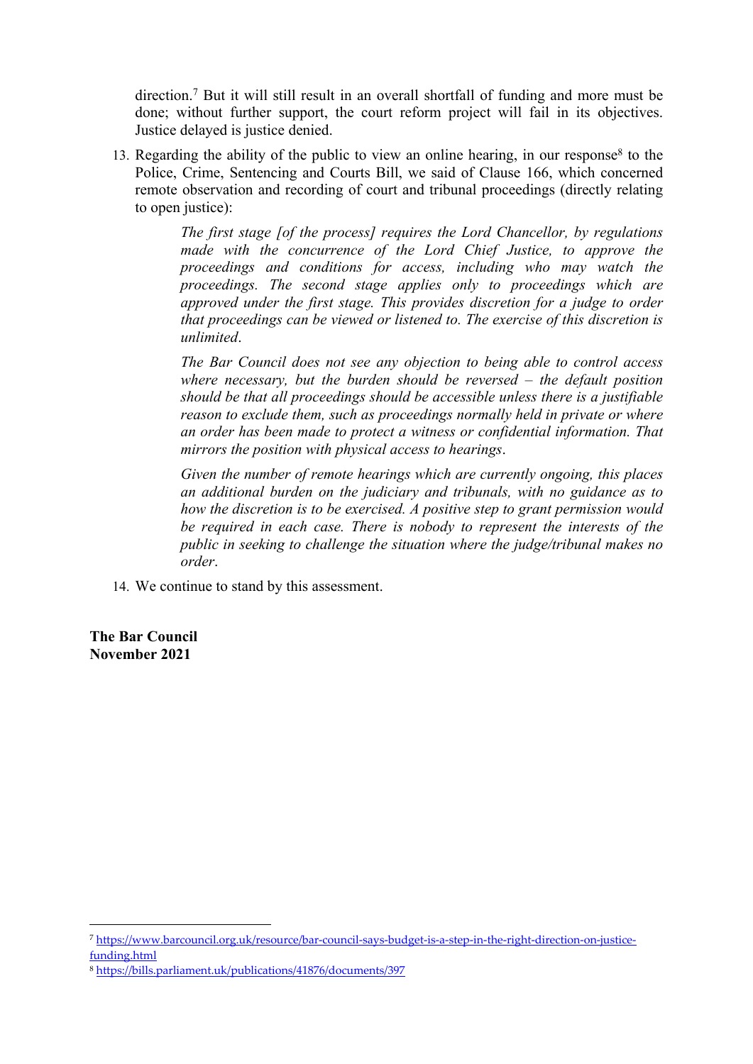direction.[7] But it will still result in an overall shortfall of funding and more must be done; without further support, the court reform project will fail in its objectives. Justice delayed is justice denied.

13. Regarding the ability of the public to view an online hearing, in our response[8] to the Police, Crime, Sentencing and Courts Bill, we said of Clause 166, which concerned remote observation and recording of court and tribunal proceedings (directly relating to open justice):

> *The first stage [of the process] requires the Lord Chancellor, by regulations made with the concurrence of the Lord Chief Justice, to approve the proceedings and conditions for access, including who may watch the proceedings. The second stage applies only to proceedings which are approved under the first stage. This provides discretion for a judge to order that proceedings can be viewed or listened to. The exercise of this discretion is unlimited.*
>
> *The Bar Council does not see any objection to being able to control access where necessary, but the burden should be reversed – the default position should be that all proceedings should be accessible unless there is a justifiable reason to exclude them, such as proceedings normally held in private or where an order has been made to protect a witness or confidential information. That mirrors the position with physical access to hearings.*
>
> *Given the number of remote hearings which are currently ongoing, this places an additional burden on the judiciary and tribunals, with no guidance as to how the discretion is to be exercised. A positive step to grant permission would be required in each case. There is nobody to represent the interests of the public in seeking to challenge the situation where the judge/tribunal makes no order.*

14. We continue to stand by this assessment.

**The Bar Council**
**November 2021**

---

[7] https://www.barcouncil.org.uk/resource/bar-council-says-budget-is-a-step-in-the-right-direction-on-justice-funding.html

[8] https://bills.parliament.uk/publications/41876/documents/397